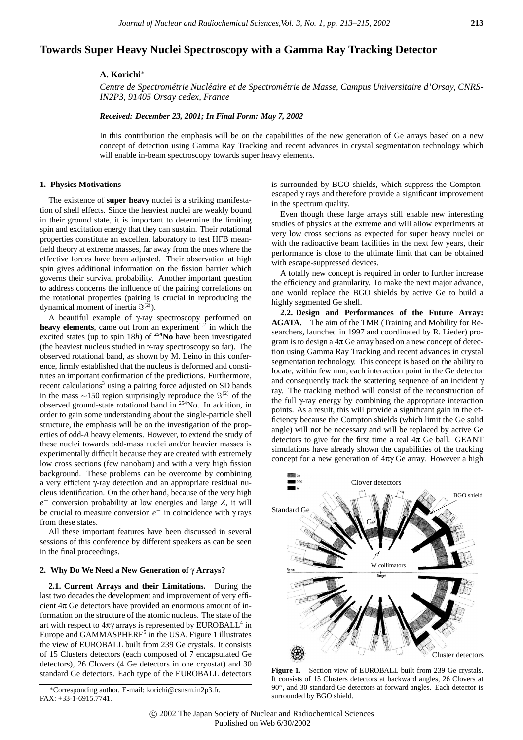# Towards Super Heavy Nuclei Spectroscopy with a Gamma Ray Tracking Detector

**A. Korichi***

*Centre de Spectrométrie Nucléaire et de Spectrométrie de Masse, Campus Universitaire d'Orsay, CNRS-IN2P3, 91405 Orsay cedex, France*

***Received: December 23, 2001; In Final Form: May 7, 2002***

In this contribution the emphasis will be on the capabilities of the new generation of Ge arrays based on a new concept of detection using Gamma Ray Tracking and recent advances in crystal segmentation technology which will enable in-beam spectroscopy towards super heavy elements.

## 1. Physics Motivations

The existence of **super heavy** nuclei is a striking manifestation of shell effects. Since the heaviest nuclei are weakly bound in their ground state, it is important to determine the limiting spin and excitation energy that they can sustain. Their rotational properties constitute an excellent laboratory to test HFB mean-field theory at extreme masses, far away from the ones where the effective forces have been adjusted. Their observation at high spin gives additional information on the fission barrier which governs their survival probability. Another important question to address concerns the influence of the pairing correlations on the rotational properties (pairing is crucial in reproducing the dynamical moment of inertia $\Im^{(2)}$).

A beautiful example of γ-ray spectroscopy performed on **heavy elements**, came out from an experiment[1,2] in which the excited states (up to spin $18\hbar$) of **$^{254}$No** have been investigated (the heaviest nucleus studied in γ-ray spectroscopy so far). The observed rotational band, as shown by M. Leino in this conference, firmly established that the nucleus is deformed and constitutes an important confirmation of the predictions. Furthermore, recent calculations[3] using a pairing force adjusted on SD bands in the mass $\sim$150 region surprisingly reproduce the $\Im^{(2)}$ of the observed ground-state rotational band in $^{254}$No. In addition, in order to gain some understanding about the single-particle shell structure, the emphasis will be on the investigation of the properties of odd-*A* heavy elements. However, to extend the study of these nuclei towards odd-mass nuclei and/or heavier masses is experimentally difficult because they are created with extremely low cross sections (few nanobarn) and with a very high fission background. These problems can be overcome by combining a very efficient γ-ray detection and an appropriate residual nucleus identification. On the other hand, because of the very high $e^-$ conversion probability at low energies and large *Z*, it will be crucial to measure conversion $e^-$ in coincidence with γ rays from these states.

All these important features have been discussed in several sessions of this conference by different speakers as can be seen in the final proceedings.

## 2. Why Do We Need a New Generation of γ Arrays?

**2.1. Current Arrays and their Limitations.** During the last two decades the development and improvement of very efficient 4π Ge detectors have provided an enormous amount of information on the structure of the atomic nucleus. The state of the art with respect to 4πγ arrays is represented by EUROBALL[4] in Europe and GAMMASPHERE[5] in the USA. Figure 1 illustrates the view of EUROBALL built from 239 Ge crystals. It consists of 15 Clusters detectors (each composed of 7 encapsulated Ge detectors), 26 Clovers (4 Ge detectors in one cryostat) and 30 standard Ge detectors. Each type of the EUROBALL detectors is surrounded by BGO shields, which suppress the Compton-escaped γ rays and therefore provide a significant improvement in the spectrum quality.

Even though these large arrays still enable new interesting studies of physics at the extreme and will allow experiments at very low cross sections as expected for super heavy nuclei or with the radioactive beam facilities in the next few years, their performance is close to the ultimate limit that can be obtained with escape-suppressed devices.

A totally new concept is required in order to further increase the efficiency and granularity. To make the next major advance, one would replace the BGO shields by active Ge to build a highly segmented Ge shell.

**2.2. Design and Performances of the Future Array: AGATA.** The aim of the TMR (Training and Mobility for Researchers, launched in 1997 and coordinated by R. Lieder) program is to design a 4π Ge array based on a new concept of detection using Gamma Ray Tracking and recent advances in crystal segmentation technology. This concept is based on the ability to locate, within few mm, each interaction point in the Ge detector and consequently track the scattering sequence of an incident γ ray. The tracking method will consist of the reconstruction of the full γ-ray energy by combining the appropriate interaction points. As a result, this will provide a significant gain in the efficiency because the Compton shields (which limit the Ge solid angle) will not be necessary and will be replaced by active Ge detectors to give for the first time a real 4π Ge ball. GEANT simulations have already shown the capabilities of the tracking concept for a new generation of 4πγ Ge array. However a high

**Figure 1.** Section view of EUROBALL built from 239 Ge crystals. It consists of 15 Clusters detectors at backward angles, 26 Clovers at 90°, and 30 standard Ge detectors at forward angles. Each detector is surrounded by BGO shield.

*Corresponding author. E-mail: korichi@csnsm.in2p3.fr. FAX: +33-1-6915.7741.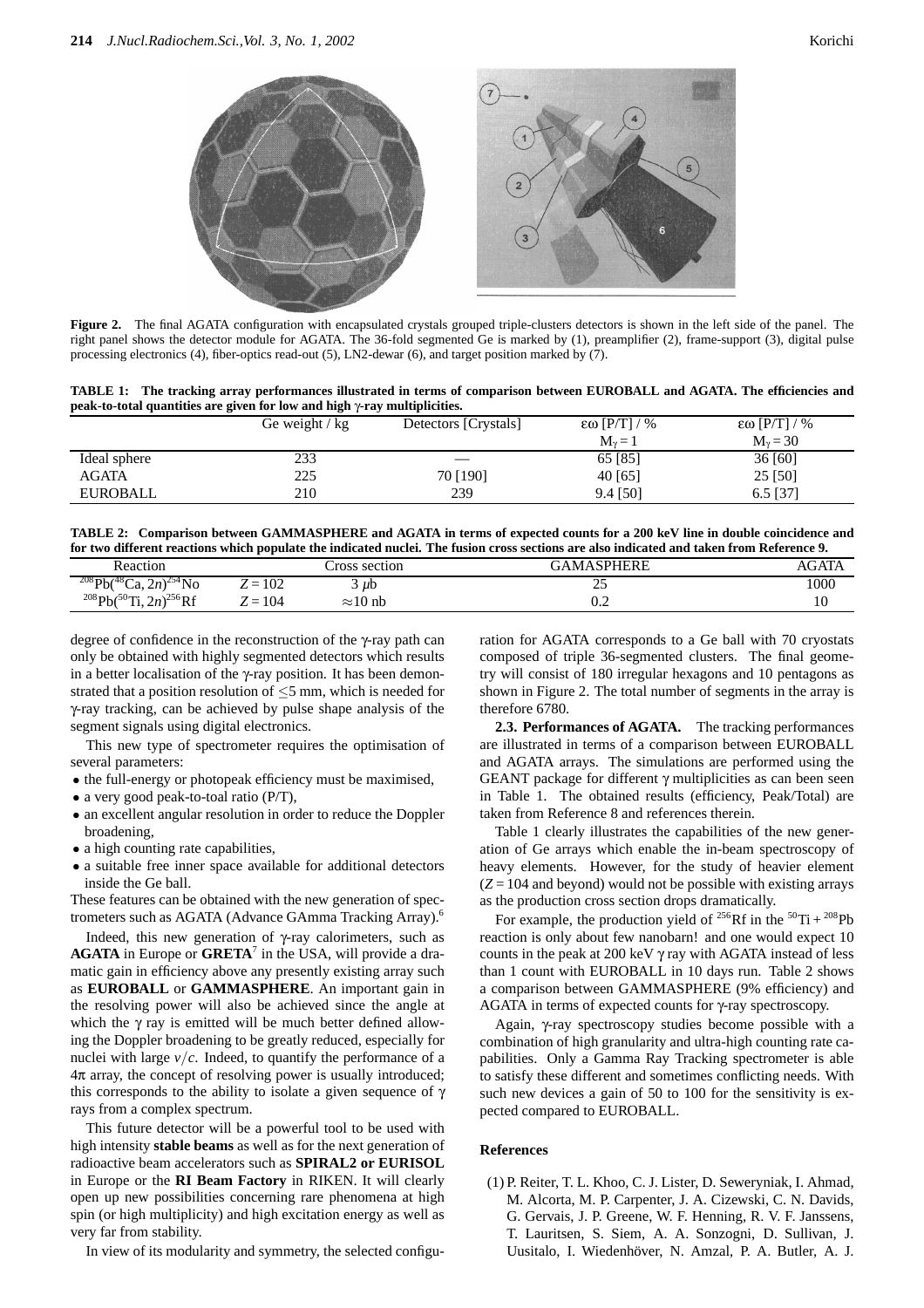**Figure 2.** The final AGATA configuration with encapsulated crystals grouped triple-clusters detectors is shown in the left side of the panel. The right panel shows the detector module for AGATA. The 36-fold segmented Ge is marked by (1), preamplifier (2), frame-support (3), digital pulse processing electronics (4), fiber-optics read-out (5), LN2-dewar (6), and target position marked by (7).

**TABLE 1: The tracking array performances illustrated in terms of comparison between EUROBALL and AGATA. The efficiencies and peak-to-total quantities are given for low and high γ-ray multiplicities.**

| | Ge weight / kg | Detectors [Crystals] | εω [P/T] / % $M_\gamma = 1$ | εω [P/T] / % $M_\gamma = 30$ |
|---|---|---|---|---|
| Ideal sphere | 233 | — | 65 [85] | 36 [60] |
| AGATA | 225 | 70 [190] | 40 [65] | 25 [50] |
| EUROBALL | 210 | 239 | 9.4 [50] | 6.5 [37] |

**TABLE 2: Comparison between GAMMASPHERE and AGATA in terms of expected counts for a 200 keV line in double coincidence and for two different reactions which populate the indicated nuclei. The fusion cross sections are also indicated and taken from Reference 9.**

| Reaction | | Cross section | GAMASPHERE | AGATA |
|---|---|---|---|---|
| $^{208}$Pb($^{48}$Ca, 2$n$)$^{254}$No | $Z = 102$ | 3 μb | 25 | 1000 |
| $^{208}$Pb($^{50}$Ti, 2$n$)$^{256}$Rf | $Z = 104$ | ≈10 nb | 0.2 | 10 |

degree of confidence in the reconstruction of the γ-ray path can only be obtained with highly segmented detectors which results in a better localisation of the γ-ray position. It has been demonstrated that a position resolution of ≤5 mm, which is needed for γ-ray tracking, can be achieved by pulse shape analysis of the segment signals using digital electronics.

This new type of spectrometer requires the optimisation of several parameters:

- the full-energy or photopeak efficiency must be maximised,
- a very good peak-to-toal ratio (P/T),
- an excellent angular resolution in order to reduce the Doppler broadening,
- a high counting rate capabilities,
- a suitable free inner space available for additional detectors inside the Ge ball.

These features can be obtained with the new generation of spectrometers such as AGATA (Advance GAmma Tracking Array).[6]

Indeed, this new generation of γ-ray calorimeters, such as **AGATA** in Europe or **GRETA**[7] in the USA, will provide a dramatic gain in efficiency above any presently existing array such as **EUROBALL** or **GAMMASPHERE**. An important gain in the resolving power will also be achieved since the angle at which the γ ray is emitted will be much better defined allowing the Doppler broadening to be greatly reduced, especially for nuclei with large $v/c$. Indeed, to quantify the performance of a 4π array, the concept of resolving power is usually introduced; this corresponds to the ability to isolate a given sequence of γ rays from a complex spectrum.

This future detector will be a powerful tool to be used with high intensity **stable beams** as well as for the next generation of radioactive beam accelerators such as **SPIRAL2 or EURISOL** in Europe or the **RI Beam Factory** in RIKEN. It will clearly open up new possibilities concerning rare phenomena at high spin (or high multiplicity) and high excitation energy as well as very far from stability.

In view of its modularity and symmetry, the selected configuration for AGATA corresponds to a Ge ball with 70 cryostats composed of triple 36-segmented clusters. The final geometry will consist of 180 irregular hexagons and 10 pentagons as shown in Figure 2. The total number of segments in the array is therefore 6780.

**2.3. Performances of AGATA.** The tracking performances are illustrated in terms of a comparison between EUROBALL and AGATA arrays. The simulations are performed using the GEANT package for different γ multiplicities as can been seen in Table 1. The obtained results (efficiency, Peak/Total) are taken from Reference 8 and references therein.

Table 1 clearly illustrates the capabilities of the new generation of Ge arrays which enable the in-beam spectroscopy of heavy elements. However, for the study of heavier element ($Z = 104$ and beyond) would not be possible with existing arrays as the production cross section drops dramatically.

For example, the production yield of $^{256}$Rf in the $^{50}$Ti + $^{208}$Pb reaction is only about few nanobarn! and one would expect 10 counts in the peak at 200 keV γ ray with AGATA instead of less than 1 count with EUROBALL in 10 days run. Table 2 shows a comparison between GAMMASPHERE (9% efficiency) and AGATA in terms of expected counts for γ-ray spectroscopy.

Again, γ-ray spectroscopy studies become possible with a combination of high granularity and ultra-high counting rate capabilities. Only a Gamma Ray Tracking spectrometer is able to satisfy these different and sometimes conflicting needs. With such new devices a gain of 50 to 100 for the sensitivity is expected compared to EUROBALL.

## References

(1) P. Reiter, T. L. Khoo, C. J. Lister, D. Seweryniak, I. Ahmad, M. Alcorta, M. P. Carpenter, J. A. Cizewski, C. N. Davids, G. Gervais, J. P. Greene, W. F. Henning, R. V. F. Janssens, T. Lauritsen, S. Siem, A. A. Sonzogni, D. Sullivan, J. Uusitalo, I. Wiedenhöver, N. Amzal, P. A. Butler, A. J.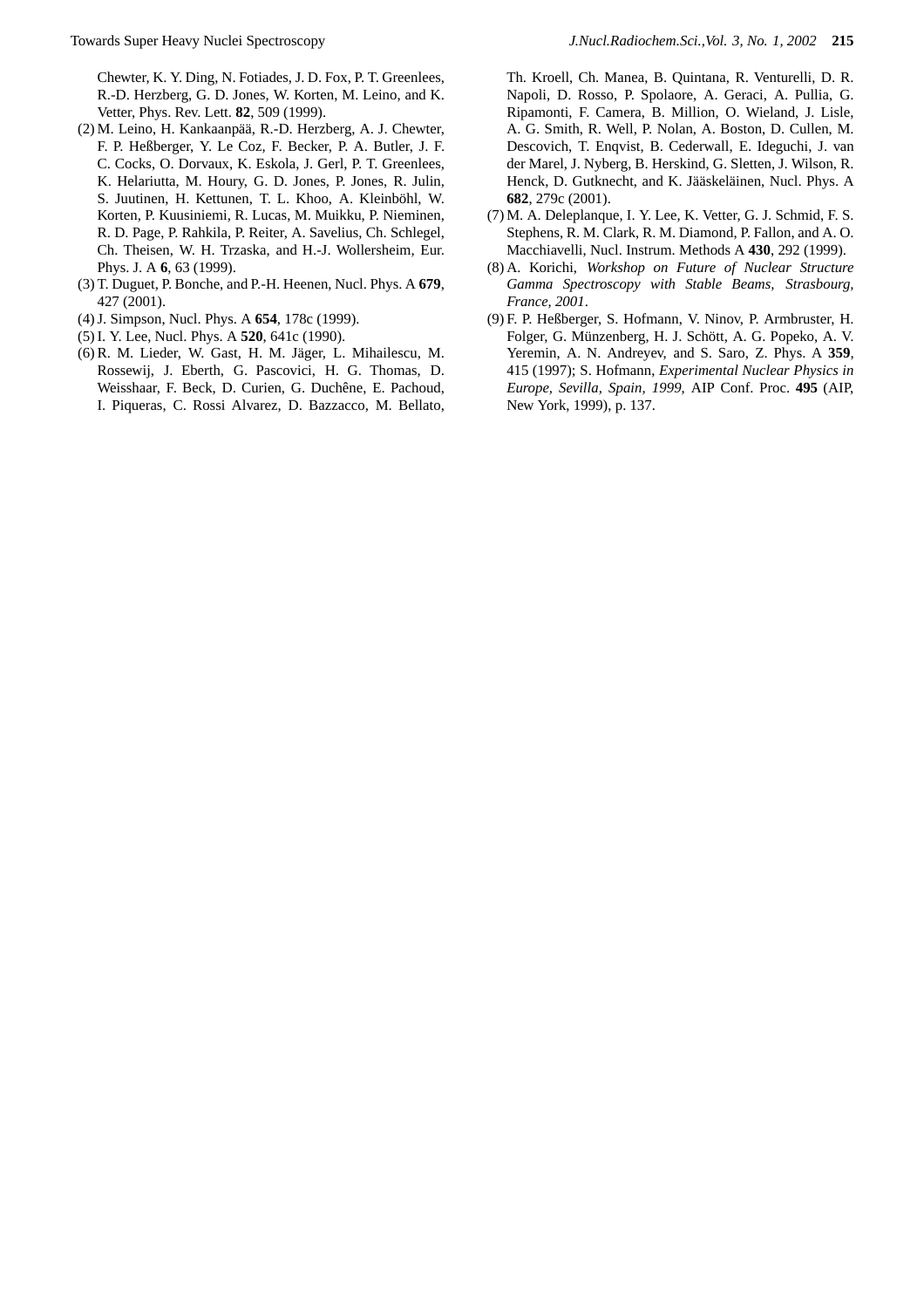Chewter, K. Y. Ding, N. Fotiades, J. D. Fox, P. T. Greenlees, R.-D. Herzberg, G. D. Jones, W. Korten, M. Leino, and K. Vetter, Phys. Rev. Lett. **82**, 509 (1999).

(2) M. Leino, H. Kankaanpää, R.-D. Herzberg, A. J. Chewter, F. P. Heßberger, Y. Le Coz, F. Becker, P. A. Butler, J. F. C. Cocks, O. Dorvaux, K. Eskola, J. Gerl, P. T. Greenlees, K. Helariutta, M. Houry, G. D. Jones, P. Jones, R. Julin, S. Juutinen, H. Kettunen, T. L. Khoo, A. Kleinböhl, W. Korten, P. Kuusiniemi, R. Lucas, M. Muikku, P. Nieminen, R. D. Page, P. Rahkila, P. Reiter, A. Savelius, Ch. Schlegel, Ch. Theisen, W. H. Trzaska, and H.-J. Wollersheim, Eur. Phys. J. A **6**, 63 (1999).

(3) T. Duguet, P. Bonche, and P.-H. Heenen, Nucl. Phys. A **679**, 427 (2001).

(4) J. Simpson, Nucl. Phys. A **654**, 178c (1999).

(5) I. Y. Lee, Nucl. Phys. A **520**, 641c (1990).

(6) R. M. Lieder, W. Gast, H. M. Jäger, L. Mihailescu, M. Rossewij, J. Eberth, G. Pascovici, H. G. Thomas, D. Weisshaar, F. Beck, D. Curien, G. Duchêne, E. Pachoud, I. Piqueras, C. Rossi Alvarez, D. Bazzacco, M. Bellato, Th. Kroell, Ch. Manea, B. Quintana, R. Venturelli, D. R. Napoli, D. Rosso, P. Spolaore, A. Geraci, A. Pullia, G. Ripamonti, F. Camera, B. Million, O. Wieland, J. Lisle, A. G. Smith, R. Well, P. Nolan, A. Boston, D. Cullen, M. Descovich, T. Enqvist, B. Cederwall, E. Ideguchi, J. van der Marel, J. Nyberg, B. Herskind, G. Sletten, J. Wilson, R. Henck, D. Gutknecht, and K. Jääskeläinen, Nucl. Phys. A **682**, 279c (2001).

(7) M. A. Deleplanque, I. Y. Lee, K. Vetter, G. J. Schmid, F. S. Stephens, R. M. Clark, R. M. Diamond, P. Fallon, and A. O. Macchiavelli, Nucl. Instrum. Methods A **430**, 292 (1999).

(8) A. Korichi, *Workshop on Future of Nuclear Structure Gamma Spectroscopy with Stable Beams, Strasbourg, France, 2001*.

(9) F. P. Heßberger, S. Hofmann, V. Ninov, P. Armbruster, H. Folger, G. Münzenberg, H. J. Schött, A. G. Popeko, A. V. Yeremin, A. N. Andreyev, and S. Saro, Z. Phys. A **359**, 415 (1997); S. Hofmann, *Experimental Nuclear Physics in Europe, Sevilla, Spain, 1999*, AIP Conf. Proc. **495** (AIP, New York, 1999), p. 137.